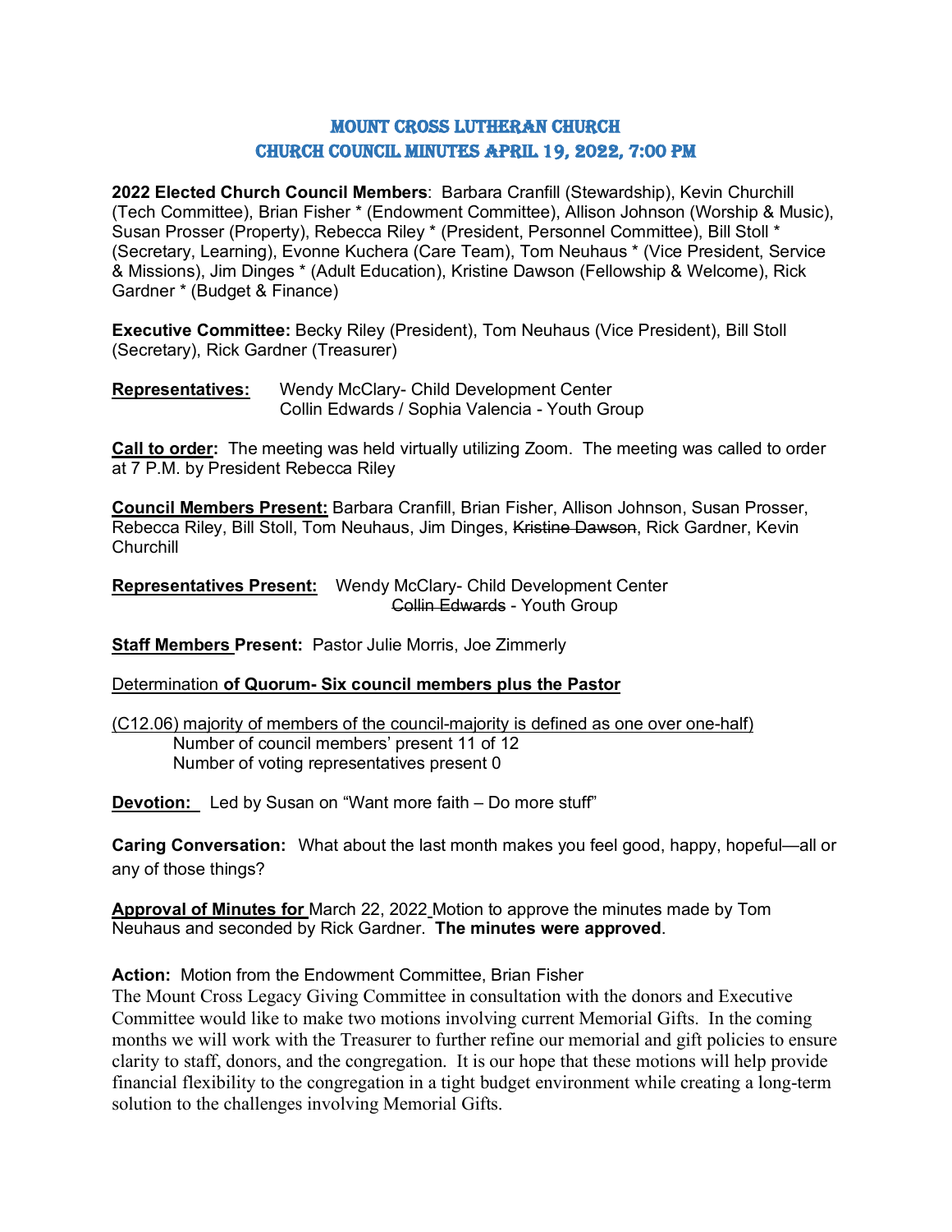# MOUNT CROSS LUTHERAN CHURCH
# CHURCH COUNCIL MINUTES APRIL 19, 2022, 7:00 PM

**2022 Elected Church Council Members**: Barbara Cranfill (Stewardship), Kevin Churchill (Tech Committee), Brian Fisher * (Endowment Committee), Allison Johnson (Worship & Music), Susan Prosser (Property), Rebecca Riley * (President, Personnel Committee), Bill Stoll * (Secretary, Learning), Evonne Kuchera (Care Team), Tom Neuhaus * (Vice President, Service & Missions), Jim Dinges * (Adult Education), Kristine Dawson (Fellowship & Welcome), Rick Gardner * (Budget & Finance)

**Executive Committee:** Becky Riley (President), Tom Neuhaus (Vice President), Bill Stoll (Secretary), Rick Gardner (Treasurer)

**Representatives:** Wendy McClary- Child Development Center
Collin Edwards / Sophia Valencia - Youth Group

**Call to order:** The meeting was held virtually utilizing Zoom. The meeting was called to order at 7 P.M. by President Rebecca Riley

**Council Members Present:** Barbara Cranfill, Brian Fisher, Allison Johnson, Susan Prosser, Rebecca Riley, Bill Stoll, Tom Neuhaus, Jim Dinges, ~~Kristine Dawson~~, Rick Gardner, Kevin Churchill

**Representatives Present:** Wendy McClary- Child Development Center
~~Collin Edwards~~ - Youth Group

**Staff Members Present:** Pastor Julie Morris, Joe Zimmerly

Determination **of Quorum- Six council members plus the Pastor**

(C12.06) majority of members of the council-majority is defined as one over one-half)
Number of council members' present 11 of 12
Number of voting representatives present 0

**Devotion:** Led by Susan on "Want more faith – Do more stuff"

**Caring Conversation:** What about the last month makes you feel good, happy, hopeful—all or any of those things?

**Approval of Minutes for** March 22, 2022 Motion to approve the minutes made by Tom Neuhaus and seconded by Rick Gardner. **The minutes were approved**.

**Action:** Motion from the Endowment Committee, Brian Fisher
The Mount Cross Legacy Giving Committee in consultation with the donors and Executive Committee would like to make two motions involving current Memorial Gifts. In the coming months we will work with the Treasurer to further refine our memorial and gift policies to ensure clarity to staff, donors, and the congregation. It is our hope that these motions will help provide financial flexibility to the congregation in a tight budget environment while creating a long-term solution to the challenges involving Memorial Gifts.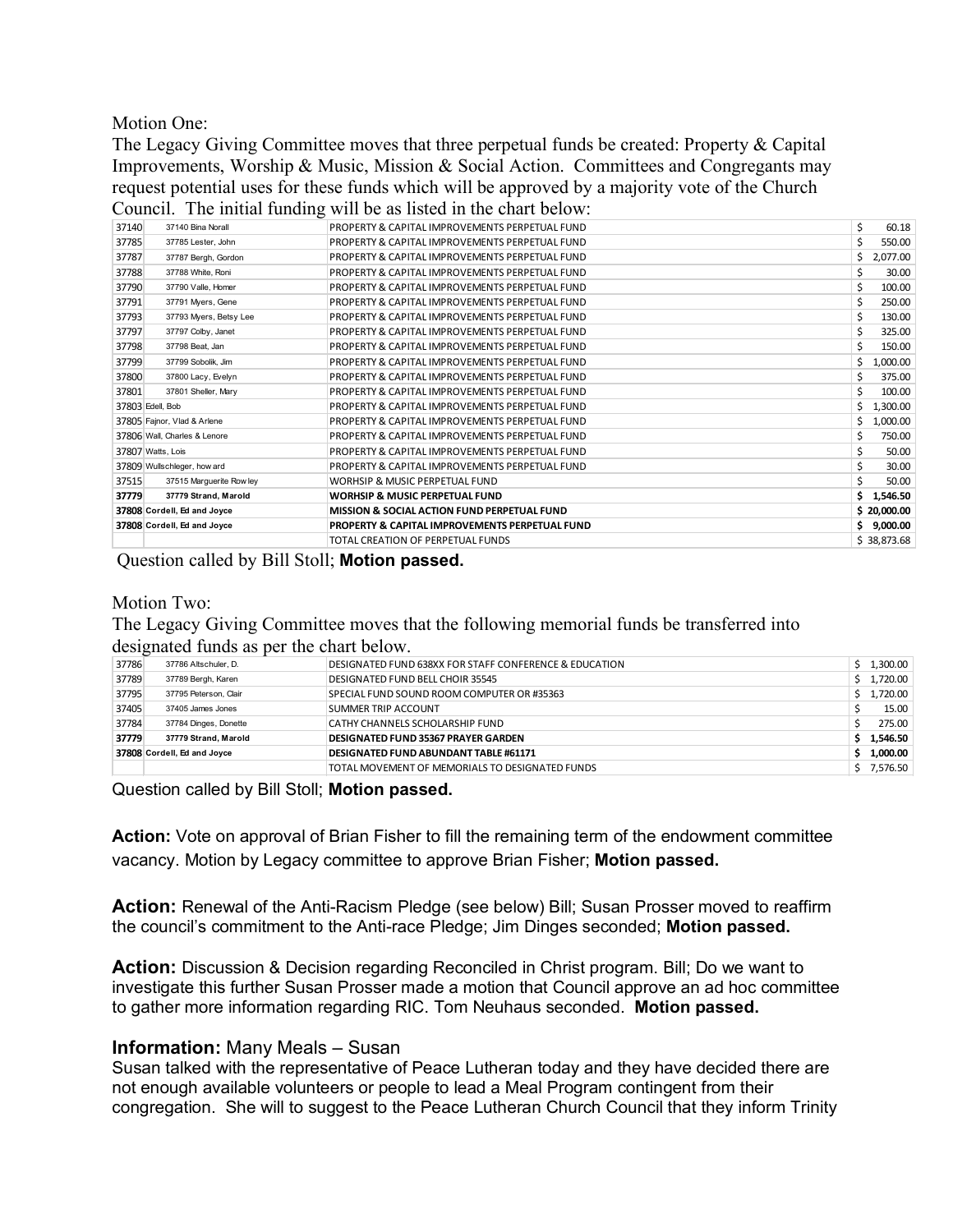Motion One:

The Legacy Giving Committee moves that three perpetual funds be created: Property & Capital Improvements, Worship & Music, Mission & Social Action. Committees and Congregants may request potential uses for these funds which will be approved by a majority vote of the Church Council. The initial funding will be as listed in the chart below:

| | | | |
|---|---|---|---|
| 37140 | 37140 Bina Norall | PROPERTY & CAPITAL IMPROVEMENTS PERPETUAL FUND | $ 60.18 |
| 37785 | 37785 Lester, John | PROPERTY & CAPITAL IMPROVEMENTS PERPETUAL FUND | $ 550.00 |
| 37787 | 37787 Bergh, Gordon | PROPERTY & CAPITAL IMPROVEMENTS PERPETUAL FUND | $ 2,077.00 |
| 37788 | 37788 White, Roni | PROPERTY & CAPITAL IMPROVEMENTS PERPETUAL FUND | $ 30.00 |
| 37790 | 37790 Valle, Homer | PROPERTY & CAPITAL IMPROVEMENTS PERPETUAL FUND | $ 100.00 |
| 37791 | 37791 Myers, Gene | PROPERTY & CAPITAL IMPROVEMENTS PERPETUAL FUND | $ 250.00 |
| 37793 | 37793 Myers, Betsy Lee | PROPERTY & CAPITAL IMPROVEMENTS PERPETUAL FUND | $ 130.00 |
| 37797 | 37797 Colby, Janet | PROPERTY & CAPITAL IMPROVEMENTS PERPETUAL FUND | $ 325.00 |
| 37798 | 37798 Beat, Jan | PROPERTY & CAPITAL IMPROVEMENTS PERPETUAL FUND | $ 150.00 |
| 37799 | 37799 Sobolik, Jim | PROPERTY & CAPITAL IMPROVEMENTS PERPETUAL FUND | $ 1,000.00 |
| 37800 | 37800 Lacy, Evelyn | PROPERTY & CAPITAL IMPROVEMENTS PERPETUAL FUND | $ 375.00 |
| 37801 | 37801 Sheller, Mary | PROPERTY & CAPITAL IMPROVEMENTS PERPETUAL FUND | $ 100.00 |
| 37803 Edell, Bob | | PROPERTY & CAPITAL IMPROVEMENTS PERPETUAL FUND | $ 1,300.00 |
| 37805 Fajnor, Vlad & Arlene | | PROPERTY & CAPITAL IMPROVEMENTS PERPETUAL FUND | $ 1,000.00 |
| 37806 Wall, Charles & Lenore | | PROPERTY & CAPITAL IMPROVEMENTS PERPETUAL FUND | $ 750.00 |
| 37807 Watts, Lois | | PROPERTY & CAPITAL IMPROVEMENTS PERPETUAL FUND | $ 50.00 |
| 37809 Wullschleger, how ard | | PROPERTY & CAPITAL IMPROVEMENTS PERPETUAL FUND | $ 30.00 |
| 37515 | 37515 Marguerite Row ley | WORHSIP & MUSIC PERPETUAL FUND | $ 50.00 |
| **37779** | **37779 Strand, Marold** | **WORHSIP & MUSIC PERPETUAL FUND** | **$ 1,546.50** |
| **37808 Cordell, Ed and Joyce** | | **MISSION & SOCIAL ACTION FUND PERPETUAL FUND** | **$ 20,000.00** |
| **37808 Cordell, Ed and Joyce** | | **PROPERTY & CAPITAL IMPROVEMENTS PERPETUAL FUND** | **$ 9,000.00** |
| | | TOTAL CREATION OF PERPETUAL FUNDS | $ 38,873.68 |

Question called by Bill Stoll; **Motion passed.**

Motion Two:

The Legacy Giving Committee moves that the following memorial funds be transferred into designated funds as per the chart below.

| | | | |
|---|---|---|---|
| 37786 | 37786 Altschuler, D. | DESIGNATED FUND 638XX FOR STAFF CONFERENCE & EDUCATION | $ 1,300.00 |
| 37789 | 37789 Bergh, Karen | DESIGNATED FUND BELL CHOIR 35545 | $ 1,720.00 |
| 37795 | 37795 Peterson, Clair | SPECIAL FUND SOUND ROOM COMPUTER OR #35363 | $ 1,720.00 |
| 37405 | 37405 James Jones | SUMMER TRIP ACCOUNT | $ 15.00 |
| 37784 | 37784 Dinges, Donette | CATHY CHANNELS SCHOLARSHIP FUND | $ 275.00 |
| **37779** | **37779 Strand, Marold** | **DESIGNATED FUND 35367 PRAYER GARDEN** | **$ 1,546.50** |
| **37808 Cordell, Ed and Joyce** | | **DESIGNATED FUND ABUNDANT TABLE #61171** | **$ 1,000.00** |
| | | TOTAL MOVEMENT OF MEMORIALS TO DESIGNATED FUNDS | $ 7,576.50 |

Question called by Bill Stoll; **Motion passed.**

**Action:** Vote on approval of Brian Fisher to fill the remaining term of the endowment committee vacancy. Motion by Legacy committee to approve Brian Fisher; **Motion passed.**

**Action:** Renewal of the Anti-Racism Pledge (see below) Bill; Susan Prosser moved to reaffirm the council's commitment to the Anti-race Pledge; Jim Dinges seconded; **Motion passed.**

**Action:** Discussion & Decision regarding Reconciled in Christ program. Bill; Do we want to investigate this further Susan Prosser made a motion that Council approve an ad hoc committee to gather more information regarding RIC. Tom Neuhaus seconded. **Motion passed.**

**Information:** Many Meals – Susan

Susan talked with the representative of Peace Lutheran today and they have decided there are not enough available volunteers or people to lead a Meal Program contingent from their congregation. She will to suggest to the Peace Lutheran Church Council that they inform Trinity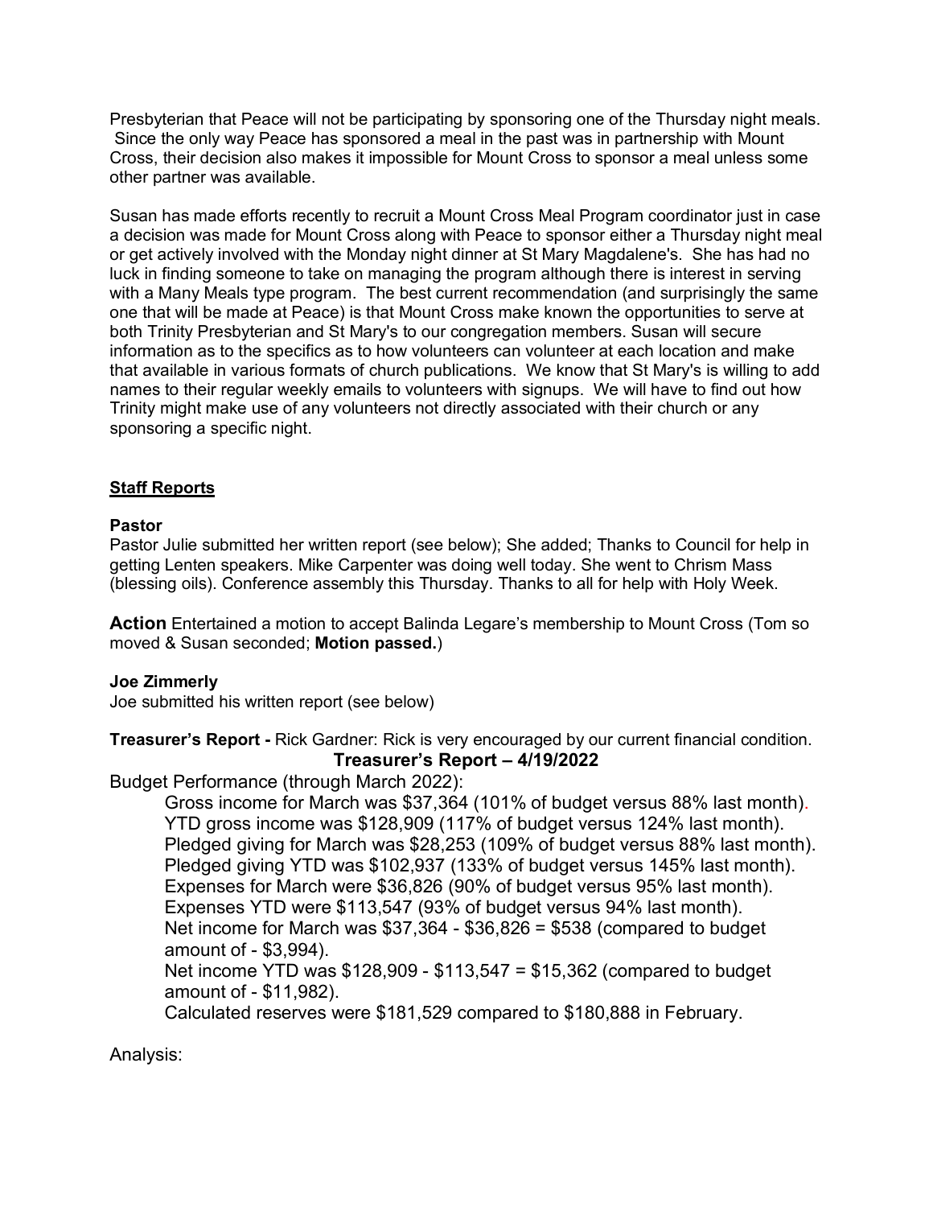Presbyterian that Peace will not be participating by sponsoring one of the Thursday night meals. Since the only way Peace has sponsored a meal in the past was in partnership with Mount Cross, their decision also makes it impossible for Mount Cross to sponsor a meal unless some other partner was available.

Susan has made efforts recently to recruit a Mount Cross Meal Program coordinator just in case a decision was made for Mount Cross along with Peace to sponsor either a Thursday night meal or get actively involved with the Monday night dinner at St Mary Magdalene's. She has had no luck in finding someone to take on managing the program although there is interest in serving with a Many Meals type program. The best current recommendation (and surprisingly the same one that will be made at Peace) is that Mount Cross make known the opportunities to serve at both Trinity Presbyterian and St Mary's to our congregation members. Susan will secure information as to the specifics as to how volunteers can volunteer at each location and make that available in various formats of church publications. We know that St Mary's is willing to add names to their regular weekly emails to volunteers with signups. We will have to find out how Trinity might make use of any volunteers not directly associated with their church or any sponsoring a specific night.

## Staff Reports

**Pastor**

Pastor Julie submitted her written report (see below); She added; Thanks to Council for help in getting Lenten speakers. Mike Carpenter was doing well today. She went to Chrism Mass (blessing oils). Conference assembly this Thursday. Thanks to all for help with Holy Week.

**Action** Entertained a motion to accept Balinda Legare's membership to Mount Cross (Tom so moved & Susan seconded; **Motion passed.**)

**Joe Zimmerly**

Joe submitted his written report (see below)

**Treasurer's Report -** Rick Gardner: Rick is very encouraged by our current financial condition.

**Treasurer's Report – 4/19/2022**

Budget Performance (through March 2022):

Gross income for March was $37,364 (101% of budget versus 88% last month).
YTD gross income was $128,909 (117% of budget versus 124% last month).
Pledged giving for March was $28,253 (109% of budget versus 88% last month).
Pledged giving YTD was $102,937 (133% of budget versus 145% last month).
Expenses for March were $36,826 (90% of budget versus 95% last month).
Expenses YTD were $113,547 (93% of budget versus 94% last month).
Net income for March was $37,364 - $36,826 = $538 (compared to budget amount of - $3,994).
Net income YTD was $128,909 - $113,547 = $15,362 (compared to budget amount of - $11,982).
Calculated reserves were $181,529 compared to $180,888 in February.

Analysis: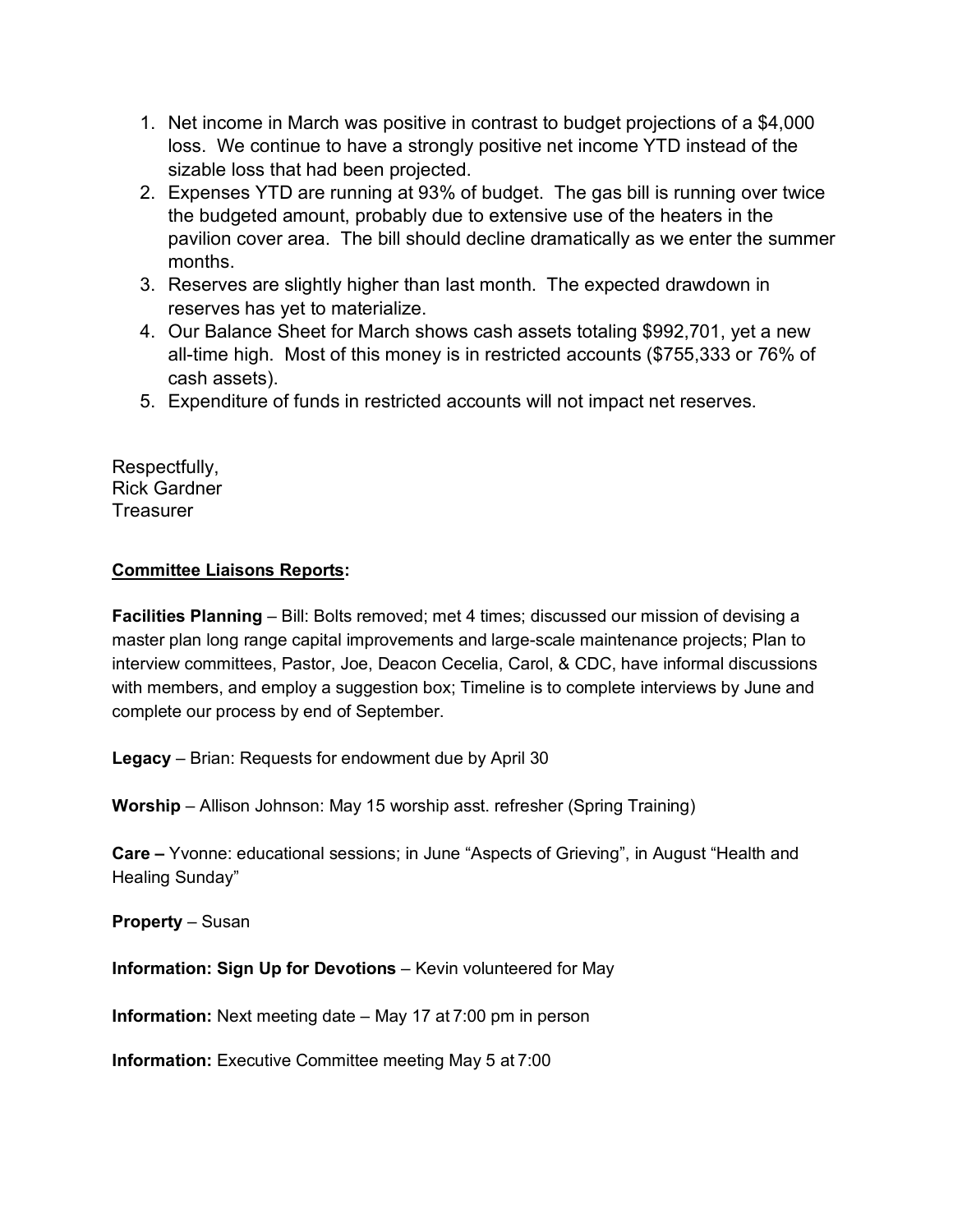1. Net income in March was positive in contrast to budget projections of a $4,000 loss. We continue to have a strongly positive net income YTD instead of the sizable loss that had been projected.
2. Expenses YTD are running at 93% of budget. The gas bill is running over twice the budgeted amount, probably due to extensive use of the heaters in the pavilion cover area. The bill should decline dramatically as we enter the summer months.
3. Reserves are slightly higher than last month. The expected drawdown in reserves has yet to materialize.
4. Our Balance Sheet for March shows cash assets totaling $992,701, yet a new all-time high. Most of this money is in restricted accounts ($755,333 or 76% of cash assets).
5. Expenditure of funds in restricted accounts will not impact net reserves.

Respectfully,
Rick Gardner
Treasurer

**<u>Committee Liaisons Reports</u>:**

**Facilities Planning** – Bill: Bolts removed; met 4 times; discussed our mission of devising a master plan long range capital improvements and large-scale maintenance projects; Plan to interview committees, Pastor, Joe, Deacon Cecelia, Carol, & CDC, have informal discussions with members, and employ a suggestion box; Timeline is to complete interviews by June and complete our process by end of September.

**Legacy** – Brian: Requests for endowment due by April 30

**Worship** – Allison Johnson: May 15 worship asst. refresher (Spring Training)

**Care –** Yvonne: educational sessions; in June "Aspects of Grieving", in August "Health and Healing Sunday"

**Property** – Susan

**Information: Sign Up for Devotions** – Kevin volunteered for May

**Information:** Next meeting date – May 17 at 7:00 pm in person

**Information:** Executive Committee meeting May 5 at 7:00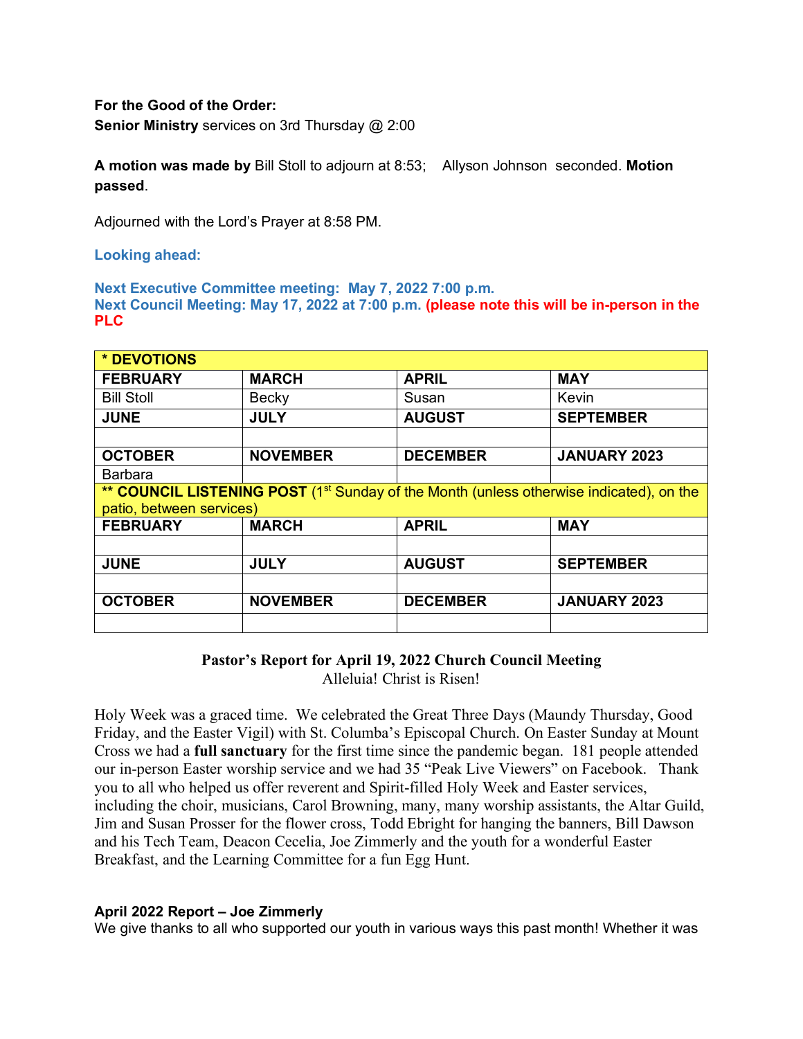**For the Good of the Order:**
**Senior Ministry** services on 3rd Thursday @ 2:00

**A motion was made by** Bill Stoll to adjourn at 8:53; Allyson Johnson seconded. **Motion passed**.

Adjourned with the Lord's Prayer at 8:58 PM.

**Looking ahead:**

**Next Executive Committee meeting: May 7, 2022 7:00 p.m.**
**Next Council Meeting: May 17, 2022 at 7:00 p.m. (please note this will be in-person in the PLC**

| * DEVOTIONS | | | |
|---|---|---|---|
| **FEBRUARY** | **MARCH** | **APRIL** | **MAY** |
| Bill Stoll | Becky | Susan | Kevin |
| **JUNE** | **JULY** | **AUGUST** | **SEPTEMBER** |
| | | | |
| **OCTOBER** | **NOVEMBER** | **DECEMBER** | **JANUARY 2023** |
| Barbara | | | |
| ** **COUNCIL LISTENING POST** (1st Sunday of the Month (unless otherwise indicated), on the patio, between services) | | | |
| **FEBRUARY** | **MARCH** | **APRIL** | **MAY** |
| | | | |
| **JUNE** | **JULY** | **AUGUST** | **SEPTEMBER** |
| | | | |
| **OCTOBER** | **NOVEMBER** | **DECEMBER** | **JANUARY 2023** |
| | | | |

## Pastor's Report for April 19, 2022 Church Council Meeting

Alleluia! Christ is Risen!

Holy Week was a graced time. We celebrated the Great Three Days (Maundy Thursday, Good Friday, and the Easter Vigil) with St. Columba's Episcopal Church. On Easter Sunday at Mount Cross we had a **full sanctuary** for the first time since the pandemic began. 181 people attended our in-person Easter worship service and we had 35 "Peak Live Viewers" on Facebook. Thank you to all who helped us offer reverent and Spirit-filled Holy Week and Easter services, including the choir, musicians, Carol Browning, many, many worship assistants, the Altar Guild, Jim and Susan Prosser for the flower cross, Todd Ebright for hanging the banners, Bill Dawson and his Tech Team, Deacon Cecelia, Joe Zimmerly and the youth for a wonderful Easter Breakfast, and the Learning Committee for a fun Egg Hunt.

**April 2022 Report – Joe Zimmerly**
We give thanks to all who supported our youth in various ways this past month! Whether it was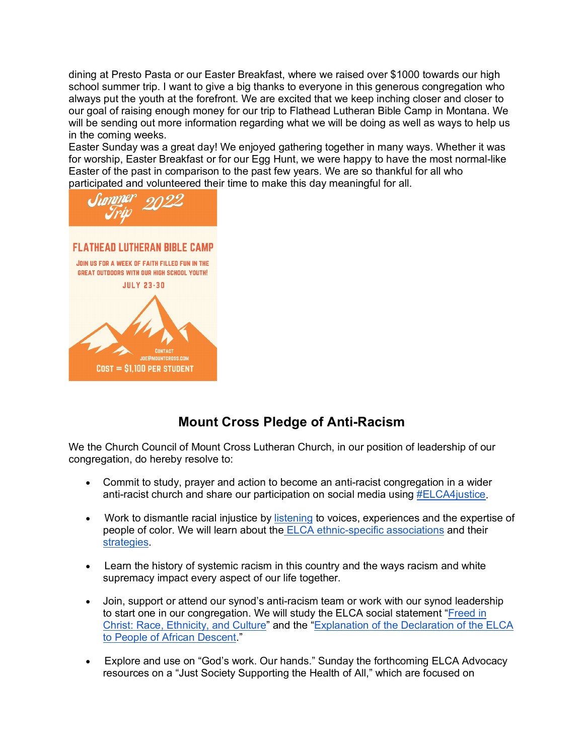dining at Presto Pasta or our Easter Breakfast, where we raised over $1000 towards our high school summer trip. I want to give a big thanks to everyone in this generous congregation who always put the youth at the forefront. We are excited that we keep inching closer and closer to our goal of raising enough money for our trip to Flathead Lutheran Bible Camp in Montana. We will be sending out more information regarding what we will be doing as well as ways to help us in the coming weeks.

Easter Sunday was a great day! We enjoyed gathering together in many ways. Whether it was for worship, Easter Breakfast or for our Egg Hunt, we were happy to have the most normal-like Easter of the past in comparison to the past few years. We are so thankful for all who participated and volunteered their time to make this day meaningful for all.

Summer Trip 2022

FLATHEAD LUTHERAN BIBLE CAMP

JOIN US FOR A WEEK OF FAITH FILLED FUN IN THE GREAT OUTDOORS WITH OUR HIGH SCHOOL YOUTH!

JULY 23-30

CONTACT
JOE@MOUNTCROSS.COM

COST = $1,100 PER STUDENT

## Mount Cross Pledge of Anti-Racism

We the Church Council of Mount Cross Lutheran Church, in our position of leadership of our congregation, do hereby resolve to:

- Commit to study, prayer and action to become an anti-racist congregation in a wider anti-racist church and share our participation on social media using #ELCA4justice.
- Work to dismantle racial injustice by listening to voices, experiences and the expertise of people of color. We will learn about the ELCA ethnic-specific associations and their strategies.
- Learn the history of systemic racism in this country and the ways racism and white supremacy impact every aspect of our life together.
- Join, support or attend our synod's anti-racism team or work with our synod leadership to start one in our congregation. We will study the ELCA social statement "Freed in Christ: Race, Ethnicity, and Culture" and the "Explanation of the Declaration of the ELCA to People of African Descent."
- Explore and use on "God's work. Our hands." Sunday the forthcoming ELCA Advocacy resources on a "Just Society Supporting the Health of All," which are focused on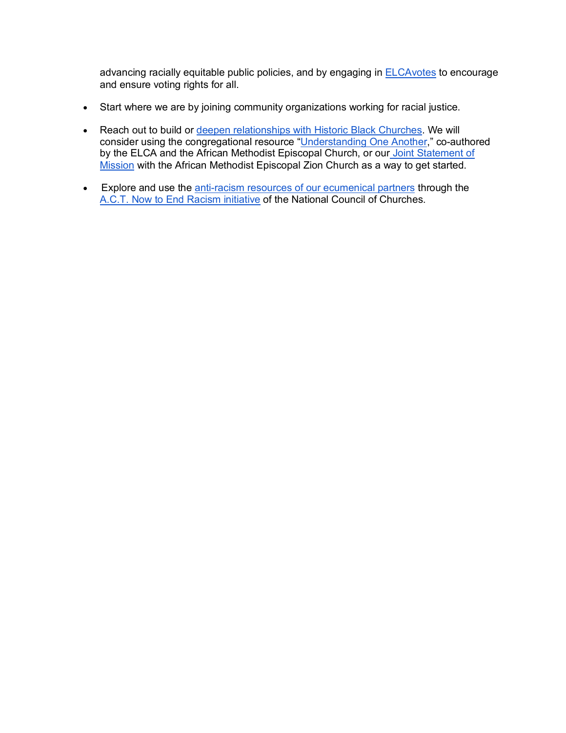advancing racially equitable public policies, and by engaging in ELCAvotes to encourage and ensure voting rights for all.

- Start where we are by joining community organizations working for racial justice.

- Reach out to build or deepen relationships with Historic Black Churches. We will consider using the congregational resource "Understanding One Another," co-authored by the ELCA and the African Methodist Episcopal Church, or our Joint Statement of Mission with the African Methodist Episcopal Zion Church as a way to get started.

- Explore and use the anti-racism resources of our ecumenical partners through the A.C.T. Now to End Racism initiative of the National Council of Churches.